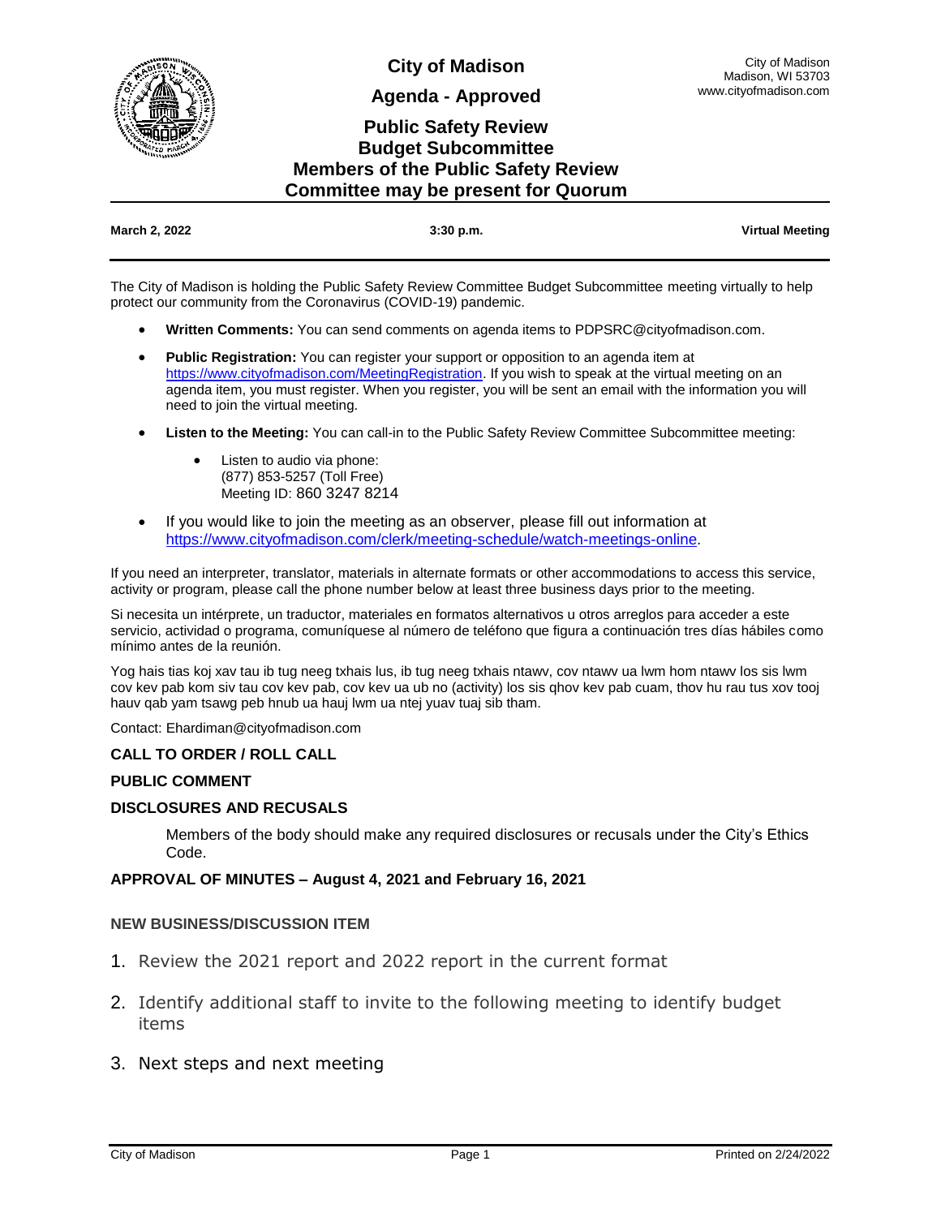# City of Madison

## Agenda - Approved

## Public Safety Review Budget Subcommittee Members of the Public Safety Review Committee may be present for Quorum

City of Madison
Madison, WI 53703
www.cityofmadison.com

**March 2, 2022** | **3:30 p.m.** | **Virtual Meeting**

The City of Madison is holding the Public Safety Review Committee Budget Subcommittee meeting virtually to help protect our community from the Coronavirus (COVID-19) pandemic.

- **Written Comments:** You can send comments on agenda items to PDPSRC@cityofmadison.com.
- **Public Registration:** You can register your support or opposition to an agenda item at https://www.cityofmadison.com/MeetingRegistration. If you wish to speak at the virtual meeting on an agenda item, you must register. When you register, you will be sent an email with the information you will need to join the virtual meeting.
- **Listen to the Meeting:** You can call-in to the Public Safety Review Committee Subcommittee meeting:
  - Listen to audio via phone:
    (877) 853-5257 (Toll Free)
    Meeting ID: 860 3247 8214
- If you would like to join the meeting as an observer, please fill out information at https://www.cityofmadison.com/clerk/meeting-schedule/watch-meetings-online.

If you need an interpreter, translator, materials in alternate formats or other accommodations to access this service, activity or program, please call the phone number below at least three business days prior to the meeting.

Si necesita un intérprete, un traductor, materiales en formatos alternativos u otros arreglos para acceder a este servicio, actividad o programa, comuníquese al número de teléfono que figura a continuación tres días hábiles como mínimo antes de la reunión.

Yog hais tias koj xav tau ib tug neeg txhais lus, ib tug neeg txhais ntawv, cov ntawv ua lwm hom ntawv los sis lwm cov kev pab kom siv tau cov kev pab, cov kev ua ub no (activity) los sis qhov kev pab cuam, thov hu rau tus xov tooj hauv qab yam tsawg peb hnub ua hauj lwm ua ntej yuav tuaj sib tham.

Contact: Ehardiman@cityofmadison.com

### CALL TO ORDER / ROLL CALL

### PUBLIC COMMENT

### DISCLOSURES AND RECUSALS

Members of the body should make any required disclosures or recusals under the City's Ethics Code.

### APPROVAL OF MINUTES – August 4, 2021 and February 16, 2021

### NEW BUSINESS/DISCUSSION ITEM

1. Review the 2021 report and 2022 report in the current format
2. Identify additional staff to invite to the following meeting to identify budget items
3. Next steps and next meeting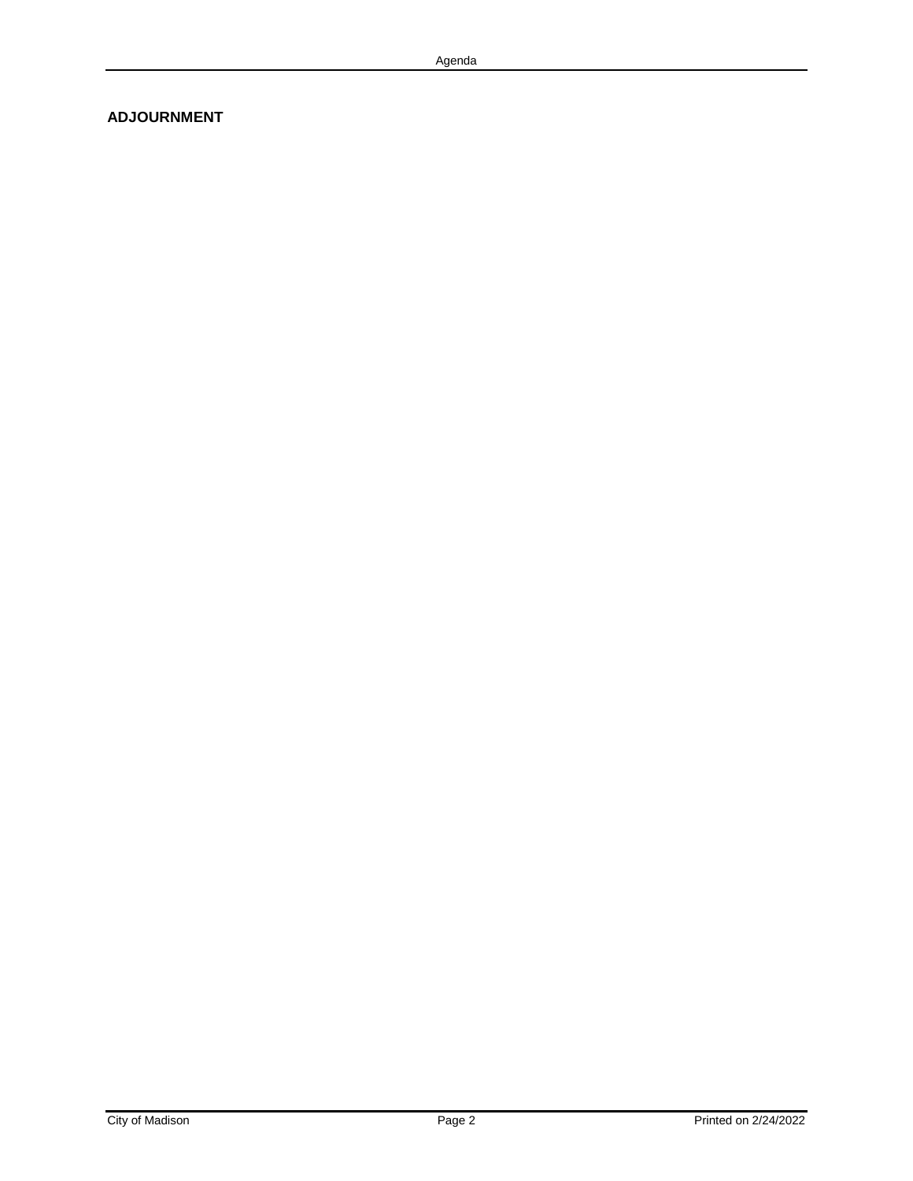## ADJOURNMENT